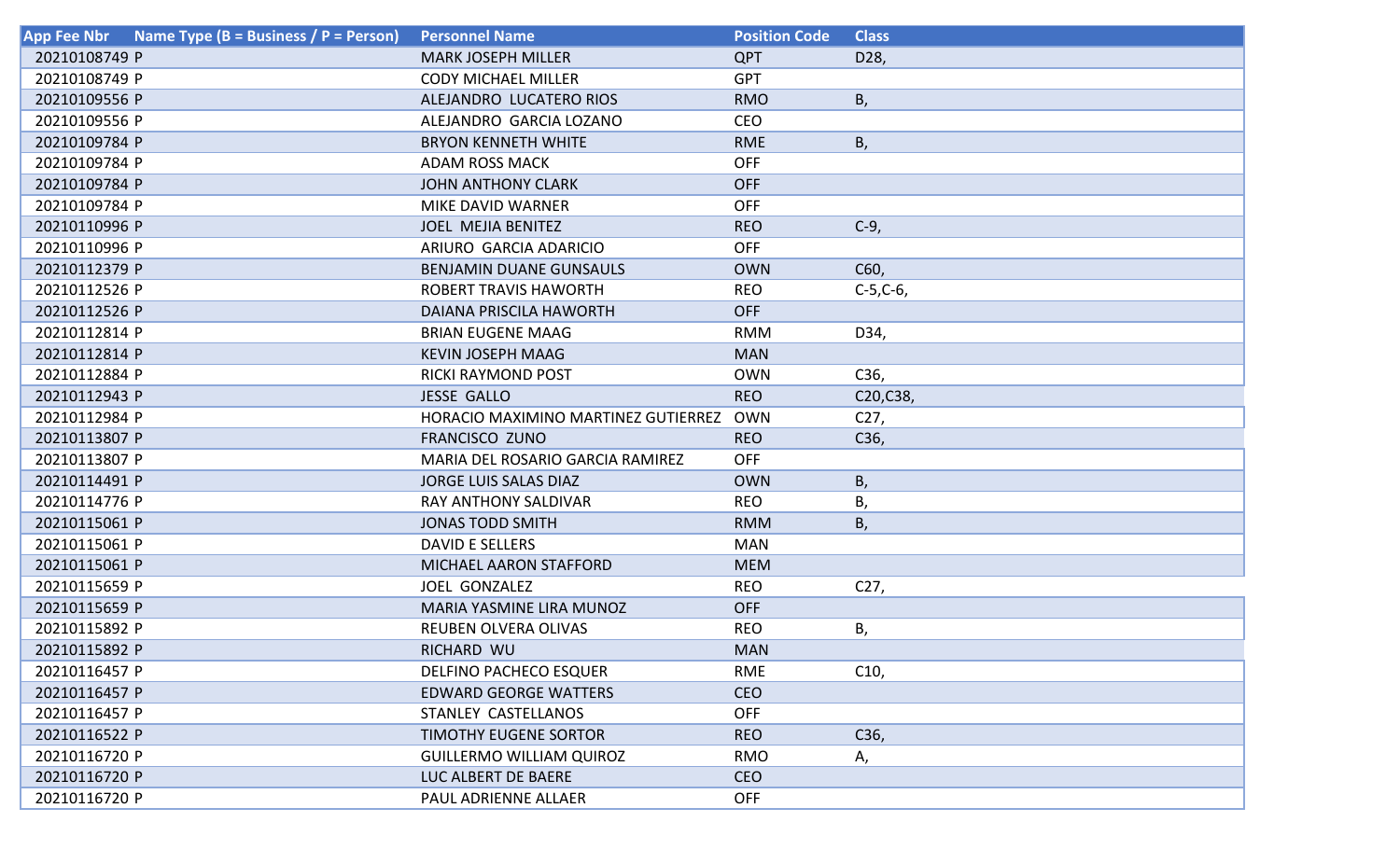| App Fee Nbr | Name Type (B = Business / P = Person) | Personnel Name | Position Code | Class |
|---|---|---|---|---|
| 20210108749 | P | MARK JOSEPH MILLER | QPT | D28, |
| 20210108749 | P | CODY MICHAEL MILLER | GPT | |
| 20210109556 | P | ALEJANDRO  LUCATERO RIOS | RMO | B, |
| 20210109556 | P | ALEJANDRO  GARCIA LOZANO | CEO | |
| 20210109784 | P | BRYON KENNETH WHITE | RME | B, |
| 20210109784 | P | ADAM ROSS MACK | OFF | |
| 20210109784 | P | JOHN ANTHONY CLARK | OFF | |
| 20210109784 | P | MIKE DAVID WARNER | OFF | |
| 20210110996 | P | JOEL  MEJIA BENITEZ | REO | C-9, |
| 20210110996 | P | ARIURO  GARCIA ADARICIO | OFF | |
| 20210112379 | P | BENJAMIN DUANE GUNSAULS | OWN | C60, |
| 20210112526 | P | ROBERT TRAVIS HAWORTH | REO | C-5,C-6, |
| 20210112526 | P | DAIANA PRISCILA HAWORTH | OFF | |
| 20210112814 | P | BRIAN EUGENE MAAG | RMM | D34, |
| 20210112814 | P | KEVIN JOSEPH MAAG | MAN | |
| 20210112884 | P | RICKI RAYMOND POST | OWN | C36, |
| 20210112943 | P | JESSE  GALLO | REO | C20,C38, |
| 20210112984 | P | HORACIO MAXIMINO MARTINEZ GUTIERREZ | OWN | C27, |
| 20210113807 | P | FRANCISCO  ZUNO | REO | C36, |
| 20210113807 | P | MARIA DEL ROSARIO GARCIA RAMIREZ | OFF | |
| 20210114491 | P | JORGE LUIS SALAS DIAZ | OWN | B, |
| 20210114776 | P | RAY ANTHONY SALDIVAR | REO | B, |
| 20210115061 | P | JONAS TODD SMITH | RMM | B, |
| 20210115061 | P | DAVID E SELLERS | MAN | |
| 20210115061 | P | MICHAEL AARON STAFFORD | MEM | |
| 20210115659 | P | JOEL  GONZALEZ | REO | C27, |
| 20210115659 | P | MARIA YASMINE LIRA MUNOZ | OFF | |
| 20210115892 | P | REUBEN OLVERA OLIVAS | REO | B, |
| 20210115892 | P | RICHARD  WU | MAN | |
| 20210116457 | P | DELFINO PACHECO ESQUER | RME | C10, |
| 20210116457 | P | EDWARD GEORGE WATTERS | CEO | |
| 20210116457 | P | STANLEY  CASTELLANOS | OFF | |
| 20210116522 | P | TIMOTHY EUGENE SORTOR | REO | C36, |
| 20210116720 | P | GUILLERMO WILLIAM QUIROZ | RMO | A, |
| 20210116720 | P | LUC ALBERT DE BAERE | CEO | |
| 20210116720 | P | PAUL ADRIENNE ALLAER | OFF | |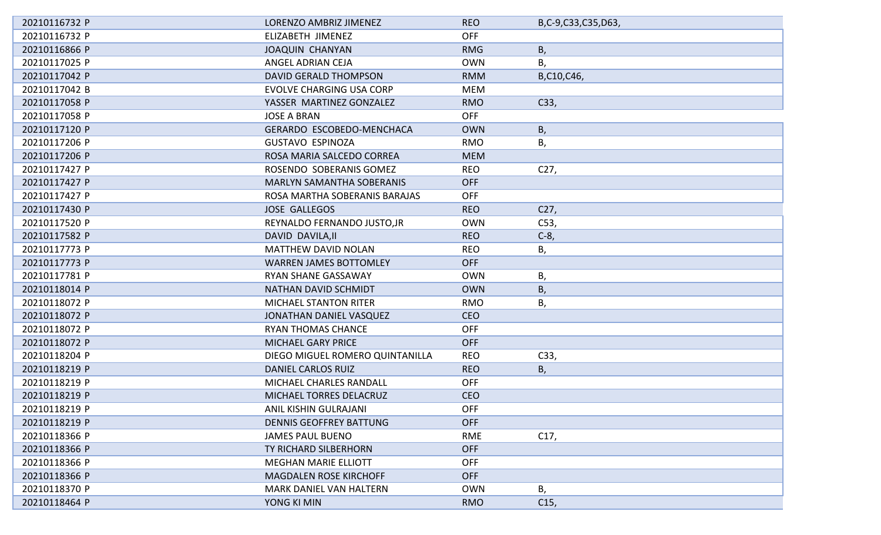| | | | |
|---|---|---|---|
| 20210116732 P | LORENZO AMBRIZ JIMENEZ | REO | B,C-9,C33,C35,D63, |
| 20210116732 P | ELIZABETH JIMENEZ | OFF | |
| 20210116866 P | JOAQUIN CHANYAN | RMG | B, |
| 20210117025 P | ANGEL ADRIAN CEJA | OWN | B, |
| 20210117042 P | DAVID GERALD THOMPSON | RMM | B,C10,C46, |
| 20210117042 B | EVOLVE CHARGING USA CORP | MEM | |
| 20210117058 P | YASSER MARTINEZ GONZALEZ | RMO | C33, |
| 20210117058 P | JOSE A BRAN | OFF | |
| 20210117120 P | GERARDO ESCOBEDO-MENCHACA | OWN | B, |
| 20210117206 P | GUSTAVO ESPINOZA | RMO | B, |
| 20210117206 P | ROSA MARIA SALCEDO CORREA | MEM | |
| 20210117427 P | ROSENDO SOBERANIS GOMEZ | REO | C27, |
| 20210117427 P | MARLYN SAMANTHA SOBERANIS | OFF | |
| 20210117427 P | ROSA MARTHA SOBERANIS BARAJAS | OFF | |
| 20210117430 P | JOSE GALLEGOS | REO | C27, |
| 20210117520 P | REYNALDO FERNANDO JUSTO,JR | OWN | C53, |
| 20210117582 P | DAVID DAVILA,II | REO | C-8, |
| 20210117773 P | MATTHEW DAVID NOLAN | REO | B, |
| 20210117773 P | WARREN JAMES BOTTOMLEY | OFF | |
| 20210117781 P | RYAN SHANE GASSAWAY | OWN | B, |
| 20210118014 P | NATHAN DAVID SCHMIDT | OWN | B, |
| 20210118072 P | MICHAEL STANTON RITER | RMO | B, |
| 20210118072 P | JONATHAN DANIEL VASQUEZ | CEO | |
| 20210118072 P | RYAN THOMAS CHANCE | OFF | |
| 20210118072 P | MICHAEL GARY PRICE | OFF | |
| 20210118204 P | DIEGO MIGUEL ROMERO QUINTANILLA | REO | C33, |
| 20210118219 P | DANIEL CARLOS RUIZ | REO | B, |
| 20210118219 P | MICHAEL CHARLES RANDALL | OFF | |
| 20210118219 P | MICHAEL TORRES DELACRUZ | CEO | |
| 20210118219 P | ANIL KISHIN GULRAJANI | OFF | |
| 20210118219 P | DENNIS GEOFFREY BATTUNG | OFF | |
| 20210118366 P | JAMES PAUL BUENO | RME | C17, |
| 20210118366 P | TY RICHARD SILBERHORN | OFF | |
| 20210118366 P | MEGHAN MARIE ELLIOTT | OFF | |
| 20210118366 P | MAGDALEN ROSE KIRCHOFF | OFF | |
| 20210118370 P | MARK DANIEL VAN HALTERN | OWN | B, |
| 20210118464 P | YONG KI MIN | RMO | C15, |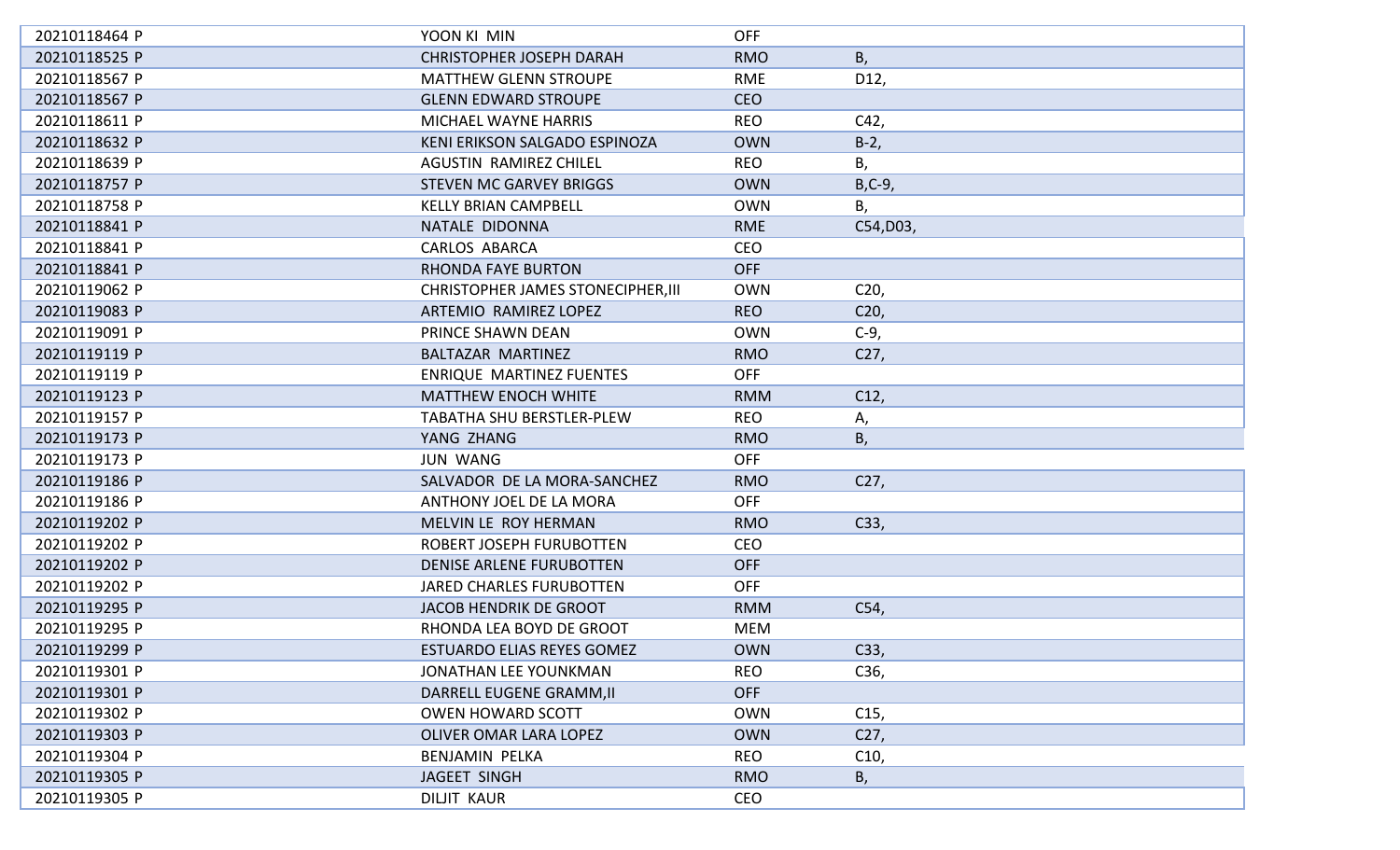| | | | |
|---|---|---|---|
| 20210118464 P | YOON KI MIN | OFF | |
| 20210118525 P | CHRISTOPHER JOSEPH DARAH | RMO | B, |
| 20210118567 P | MATTHEW GLENN STROUPE | RME | D12, |
| 20210118567 P | GLENN EDWARD STROUPE | CEO | |
| 20210118611 P | MICHAEL WAYNE HARRIS | REO | C42, |
| 20210118632 P | KENI ERIKSON SALGADO ESPINOZA | OWN | B-2, |
| 20210118639 P | AGUSTIN RAMIREZ CHILEL | REO | B, |
| 20210118757 P | STEVEN MC GARVEY BRIGGS | OWN | B,C-9, |
| 20210118758 P | KELLY BRIAN CAMPBELL | OWN | B, |
| 20210118841 P | NATALE DIDONNA | RME | C54,D03, |
| 20210118841 P | CARLOS ABARCA | CEO | |
| 20210118841 P | RHONDA FAYE BURTON | OFF | |
| 20210119062 P | CHRISTOPHER JAMES STONECIPHER,III | OWN | C20, |
| 20210119083 P | ARTEMIO RAMIREZ LOPEZ | REO | C20, |
| 20210119091 P | PRINCE SHAWN DEAN | OWN | C-9, |
| 20210119119 P | BALTAZAR MARTINEZ | RMO | C27, |
| 20210119119 P | ENRIQUE MARTINEZ FUENTES | OFF | |
| 20210119123 P | MATTHEW ENOCH WHITE | RMM | C12, |
| 20210119157 P | TABATHA SHU BERSTLER-PLEW | REO | A, |
| 20210119173 P | YANG ZHANG | RMO | B, |
| 20210119173 P | JUN WANG | OFF | |
| 20210119186 P | SALVADOR DE LA MORA-SANCHEZ | RMO | C27, |
| 20210119186 P | ANTHONY JOEL DE LA MORA | OFF | |
| 20210119202 P | MELVIN LE ROY HERMAN | RMO | C33, |
| 20210119202 P | ROBERT JOSEPH FURUBOTTEN | CEO | |
| 20210119202 P | DENISE ARLENE FURUBOTTEN | OFF | |
| 20210119202 P | JARED CHARLES FURUBOTTEN | OFF | |
| 20210119295 P | JACOB HENDRIK DE GROOT | RMM | C54, |
| 20210119295 P | RHONDA LEA BOYD DE GROOT | MEM | |
| 20210119299 P | ESTUARDO ELIAS REYES GOMEZ | OWN | C33, |
| 20210119301 P | JONATHAN LEE YOUNKMAN | REO | C36, |
| 20210119301 P | DARRELL EUGENE GRAMM,II | OFF | |
| 20210119302 P | OWEN HOWARD SCOTT | OWN | C15, |
| 20210119303 P | OLIVER OMAR LARA LOPEZ | OWN | C27, |
| 20210119304 P | BENJAMIN PELKA | REO | C10, |
| 20210119305 P | JAGEET SINGH | RMO | B, |
| 20210119305 P | DILJIT KAUR | CEO | |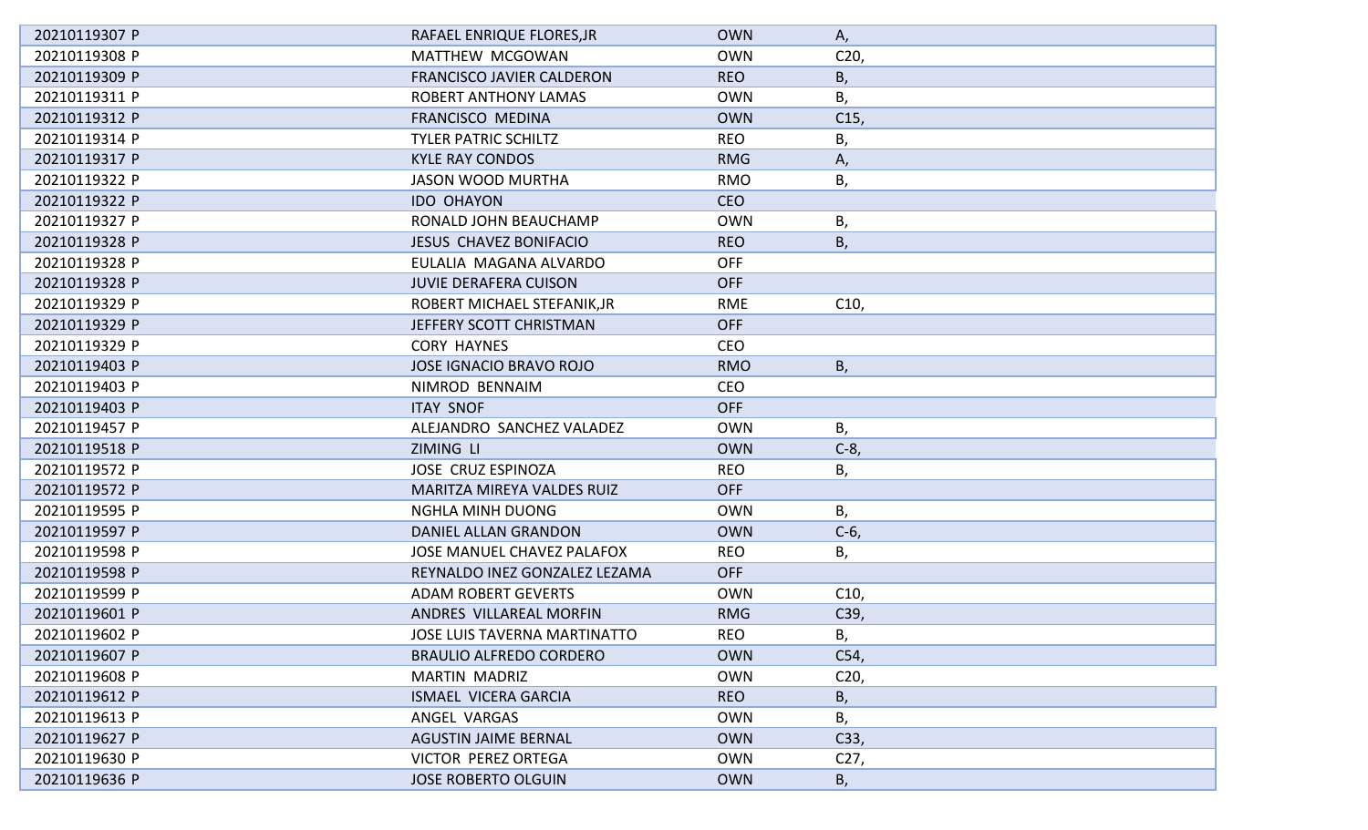| | | | |
|---|---|---|---|
| 20210119307 P | RAFAEL ENRIQUE FLORES,JR | OWN | A, |
| 20210119308 P | MATTHEW MCGOWAN | OWN | C20, |
| 20210119309 P | FRANCISCO JAVIER CALDERON | REO | B, |
| 20210119311 P | ROBERT ANTHONY LAMAS | OWN | B, |
| 20210119312 P | FRANCISCO MEDINA | OWN | C15, |
| 20210119314 P | TYLER PATRIC SCHILTZ | REO | B, |
| 20210119317 P | KYLE RAY CONDOS | RMG | A, |
| 20210119322 P | JASON WOOD MURTHA | RMO | B, |
| 20210119322 P | IDO OHAYON | CEO | |
| 20210119327 P | RONALD JOHN BEAUCHAMP | OWN | B, |
| 20210119328 P | JESUS CHAVEZ BONIFACIO | REO | B, |
| 20210119328 P | EULALIA MAGANA ALVARDO | OFF | |
| 20210119328 P | JUVIE DERAFERA CUISON | OFF | |
| 20210119329 P | ROBERT MICHAEL STEFANIK,JR | RME | C10, |
| 20210119329 P | JEFFERY SCOTT CHRISTMAN | OFF | |
| 20210119329 P | CORY HAYNES | CEO | |
| 20210119403 P | JOSE IGNACIO BRAVO ROJO | RMO | B, |
| 20210119403 P | NIMROD BENNAIM | CEO | |
| 20210119403 P | ITAY SNOF | OFF | |
| 20210119457 P | ALEJANDRO SANCHEZ VALADEZ | OWN | B, |
| 20210119518 P | ZIMING LI | OWN | C-8, |
| 20210119572 P | JOSE CRUZ ESPINOZA | REO | B, |
| 20210119572 P | MARITZA MIREYA VALDES RUIZ | OFF | |
| 20210119595 P | NGHLA MINH DUONG | OWN | B, |
| 20210119597 P | DANIEL ALLAN GRANDON | OWN | C-6, |
| 20210119598 P | JOSE MANUEL CHAVEZ PALAFOX | REO | B, |
| 20210119598 P | REYNALDO INEZ GONZALEZ LEZAMA | OFF | |
| 20210119599 P | ADAM ROBERT GEVERTS | OWN | C10, |
| 20210119601 P | ANDRES VILLAREAL MORFIN | RMG | C39, |
| 20210119602 P | JOSE LUIS TAVERNA MARTINATTO | REO | B, |
| 20210119607 P | BRAULIO ALFREDO CORDERO | OWN | C54, |
| 20210119608 P | MARTIN MADRIZ | OWN | C20, |
| 20210119612 P | ISMAEL VICERA GARCIA | REO | B, |
| 20210119613 P | ANGEL VARGAS | OWN | B, |
| 20210119627 P | AGUSTIN JAIME BERNAL | OWN | C33, |
| 20210119630 P | VICTOR PEREZ ORTEGA | OWN | C27, |
| 20210119636 P | JOSE ROBERTO OLGUIN | OWN | B, |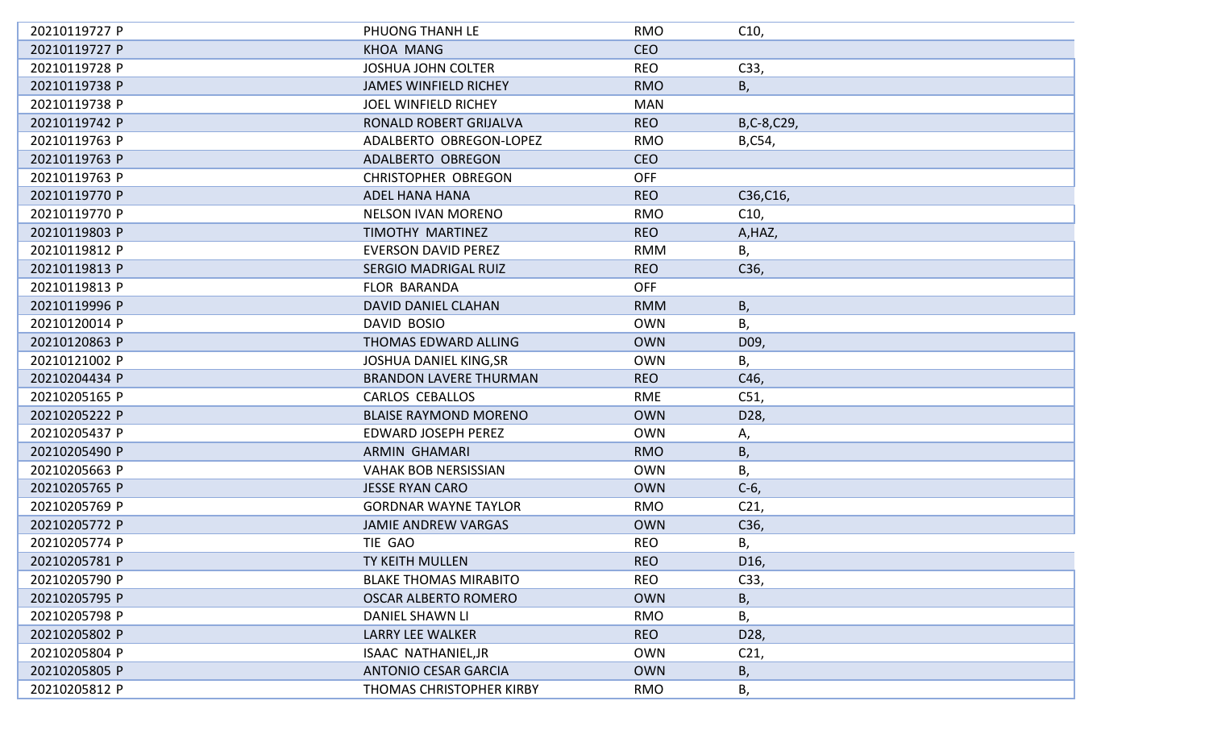| | | | |
|---|---|---|---|
| 20210119727 P | PHUONG THANH LE | RMO | C10, |
| 20210119727 P | KHOA MANG | CEO | |
| 20210119728 P | JOSHUA JOHN COLTER | REO | C33, |
| 20210119738 P | JAMES WINFIELD RICHEY | RMO | B, |
| 20210119738 P | JOEL WINFIELD RICHEY | MAN | |
| 20210119742 P | RONALD ROBERT GRIJALVA | REO | B,C-8,C29, |
| 20210119763 P | ADALBERTO OBREGON-LOPEZ | RMO | B,C54, |
| 20210119763 P | ADALBERTO OBREGON | CEO | |
| 20210119763 P | CHRISTOPHER OBREGON | OFF | |
| 20210119770 P | ADEL HANA HANA | REO | C36,C16, |
| 20210119770 P | NELSON IVAN MORENO | RMO | C10, |
| 20210119803 P | TIMOTHY MARTINEZ | REO | A,HAZ, |
| 20210119812 P | EVERSON DAVID PEREZ | RMM | B, |
| 20210119813 P | SERGIO MADRIGAL RUIZ | REO | C36, |
| 20210119813 P | FLOR BARANDA | OFF | |
| 20210119996 P | DAVID DANIEL CLAHAN | RMM | B, |
| 20210120014 P | DAVID BOSIO | OWN | B, |
| 20210120863 P | THOMAS EDWARD ALLING | OWN | D09, |
| 20210121002 P | JOSHUA DANIEL KING,SR | OWN | B, |
| 20210204434 P | BRANDON LAVERE THURMAN | REO | C46, |
| 20210205165 P | CARLOS CEBALLOS | RME | C51, |
| 20210205222 P | BLAISE RAYMOND MORENO | OWN | D28, |
| 20210205437 P | EDWARD JOSEPH PEREZ | OWN | A, |
| 20210205490 P | ARMIN GHAMARI | RMO | B, |
| 20210205663 P | VAHAK BOB NERSISSIAN | OWN | B, |
| 20210205765 P | JESSE RYAN CARO | OWN | C-6, |
| 20210205769 P | GORDNAR WAYNE TAYLOR | RMO | C21, |
| 20210205772 P | JAMIE ANDREW VARGAS | OWN | C36, |
| 20210205774 P | TIE GAO | REO | B, |
| 20210205781 P | TY KEITH MULLEN | REO | D16, |
| 20210205790 P | BLAKE THOMAS MIRABITO | REO | C33, |
| 20210205795 P | OSCAR ALBERTO ROMERO | OWN | B, |
| 20210205798 P | DANIEL SHAWN LI | RMO | B, |
| 20210205802 P | LARRY LEE WALKER | REO | D28, |
| 20210205804 P | ISAAC NATHANIEL,JR | OWN | C21, |
| 20210205805 P | ANTONIO CESAR GARCIA | OWN | B, |
| 20210205812 P | THOMAS CHRISTOPHER KIRBY | RMO | B, |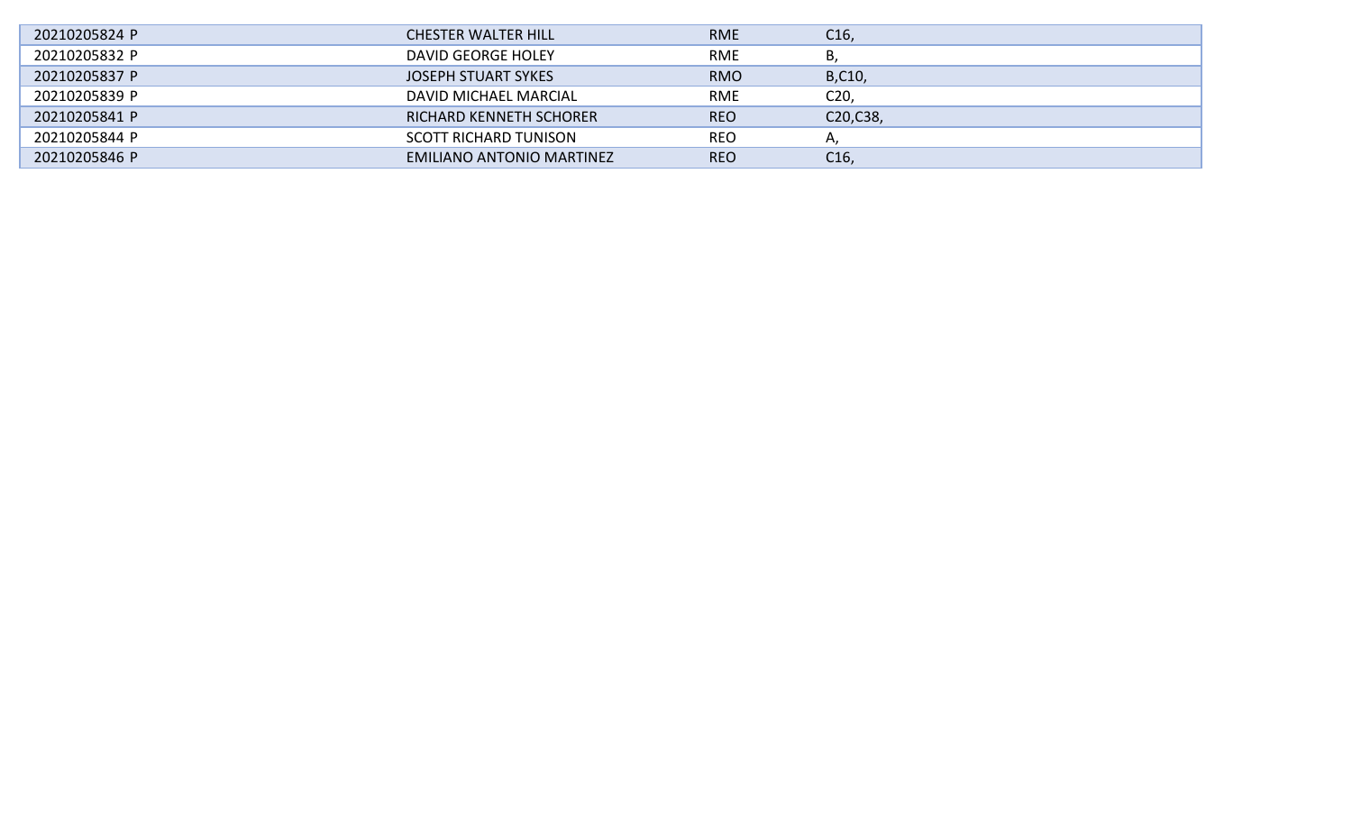| | | | |
|---|---|---|---|
| 20210205824 P | CHESTER WALTER HILL | RME | C16, |
| 20210205832 P | DAVID GEORGE HOLEY | RME | B, |
| 20210205837 P | JOSEPH STUART SYKES | RMO | B,C10, |
| 20210205839 P | DAVID MICHAEL MARCIAL | RME | C20, |
| 20210205841 P | RICHARD KENNETH SCHORER | REO | C20,C38, |
| 20210205844 P | SCOTT RICHARD TUNISON | REO | A, |
| 20210205846 P | EMILIANO ANTONIO MARTINEZ | REO | C16, |